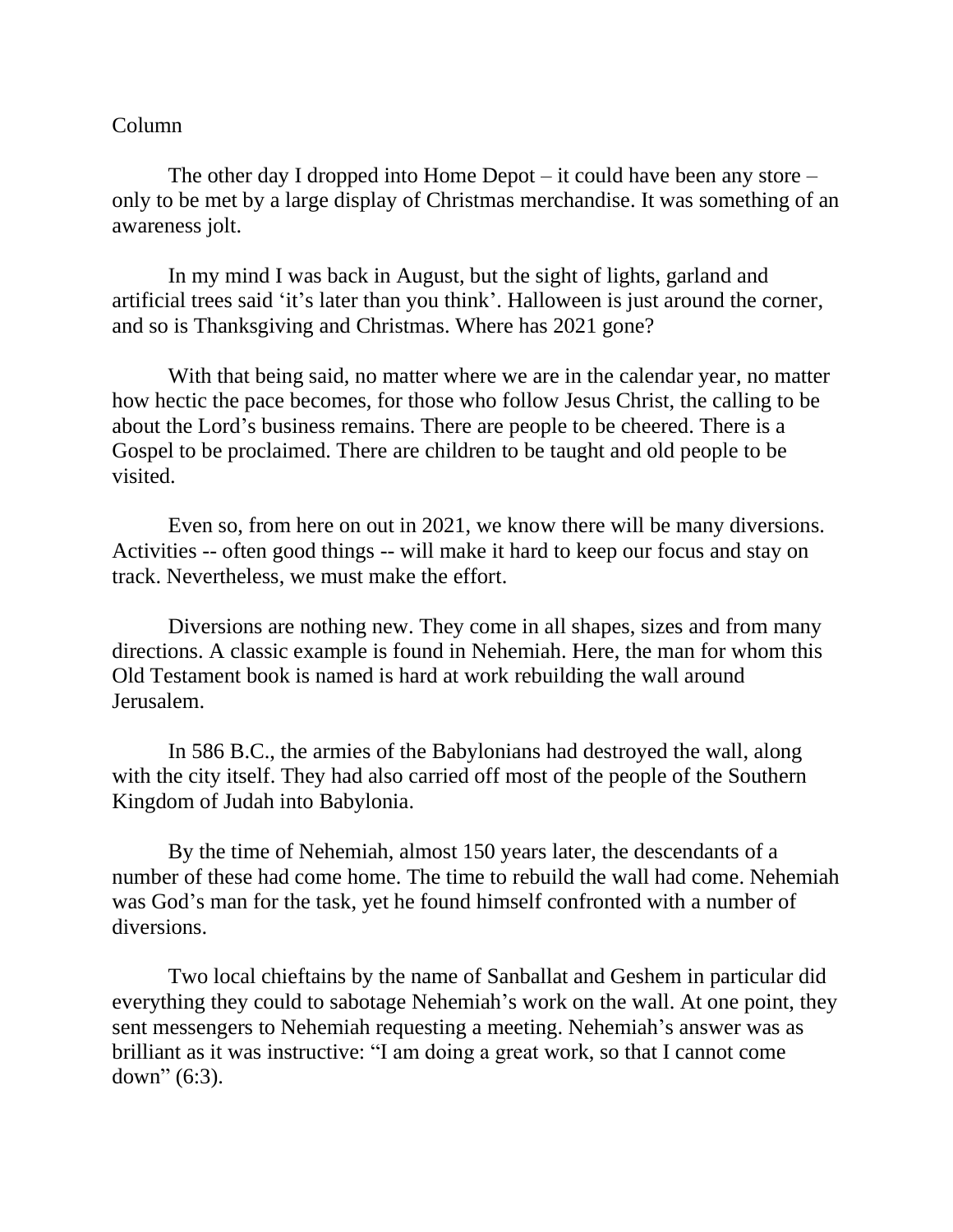Column

The other day I dropped into Home Depot – it could have been any store – only to be met by a large display of Christmas merchandise. It was something of an awareness jolt.

In my mind I was back in August, but the sight of lights, garland and artificial trees said 'it's later than you think'. Halloween is just around the corner, and so is Thanksgiving and Christmas. Where has 2021 gone?

With that being said, no matter where we are in the calendar year, no matter how hectic the pace becomes, for those who follow Jesus Christ, the calling to be about the Lord's business remains. There are people to be cheered. There is a Gospel to be proclaimed. There are children to be taught and old people to be visited.

Even so, from here on out in 2021, we know there will be many diversions. Activities -- often good things -- will make it hard to keep our focus and stay on track. Nevertheless, we must make the effort.

Diversions are nothing new. They come in all shapes, sizes and from many directions. A classic example is found in Nehemiah. Here, the man for whom this Old Testament book is named is hard at work rebuilding the wall around Jerusalem.

In 586 B.C., the armies of the Babylonians had destroyed the wall, along with the city itself. They had also carried off most of the people of the Southern Kingdom of Judah into Babylonia.

By the time of Nehemiah, almost 150 years later, the descendants of a number of these had come home. The time to rebuild the wall had come. Nehemiah was God's man for the task, yet he found himself confronted with a number of diversions.

Two local chieftains by the name of Sanballat and Geshem in particular did everything they could to sabotage Nehemiah's work on the wall. At one point, they sent messengers to Nehemiah requesting a meeting. Nehemiah's answer was as brilliant as it was instructive: "I am doing a great work, so that I cannot come down" (6:3).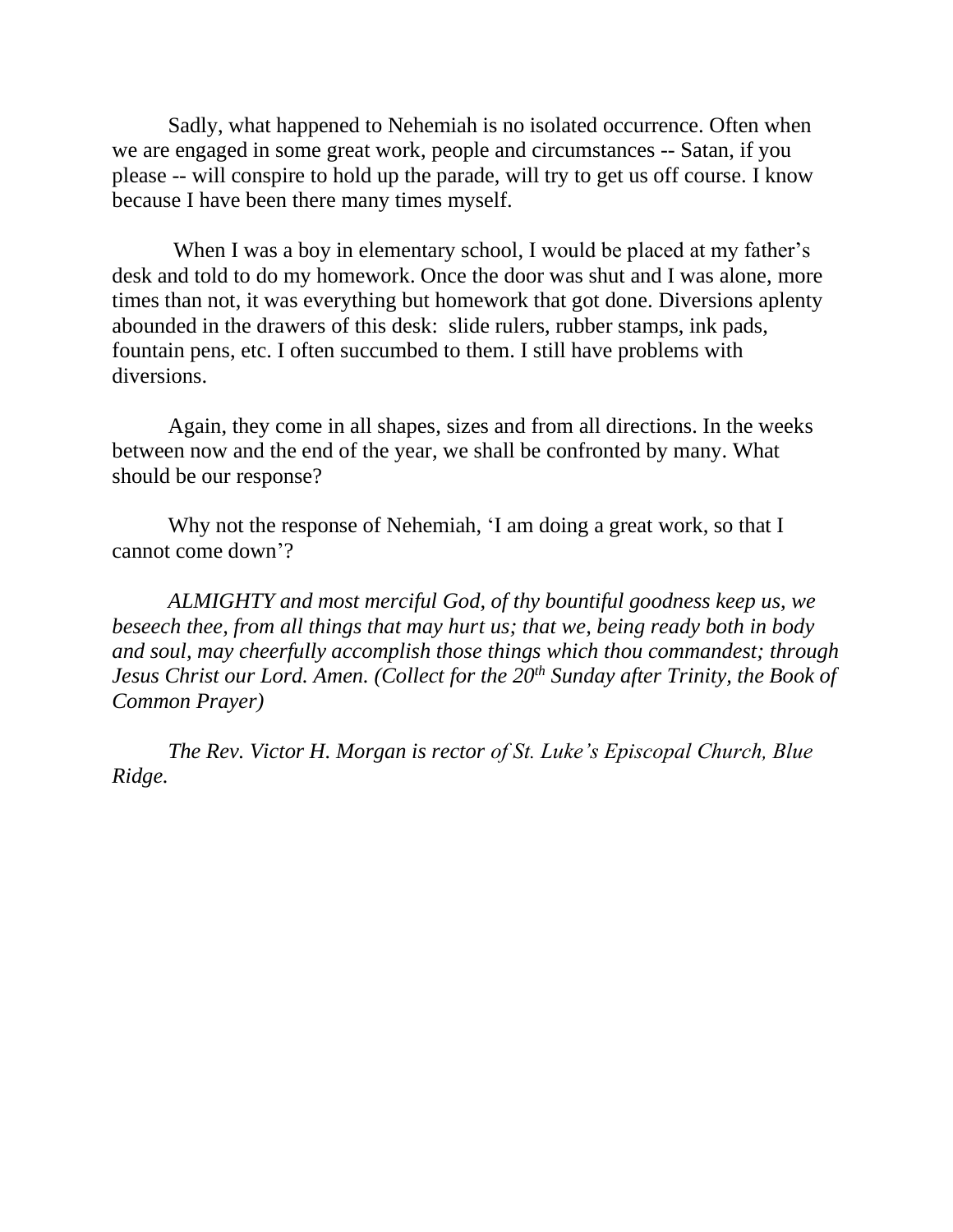Sadly, what happened to Nehemiah is no isolated occurrence. Often when we are engaged in some great work, people and circumstances -- Satan, if you please -- will conspire to hold up the parade, will try to get us off course. I know because I have been there many times myself.

When I was a boy in elementary school, I would be placed at my father's desk and told to do my homework. Once the door was shut and I was alone, more times than not, it was everything but homework that got done. Diversions aplenty abounded in the drawers of this desk: slide rulers, rubber stamps, ink pads, fountain pens, etc. I often succumbed to them. I still have problems with diversions.

Again, they come in all shapes, sizes and from all directions. In the weeks between now and the end of the year, we shall be confronted by many. What should be our response?

Why not the response of Nehemiah, 'I am doing a great work, so that I cannot come down'?

*ALMIGHTY and most merciful God, of thy bountiful goodness keep us, we beseech thee, from all things that may hurt us; that we, being ready both in body and soul, may cheerfully accomplish those things which thou commandest; through Jesus Christ our Lord. Amen. (Collect for the 20th Sunday after Trinity, the Book of Common Prayer)*

*The Rev. Victor H. Morgan is rector of St. Luke's Episcopal Church, Blue Ridge.*